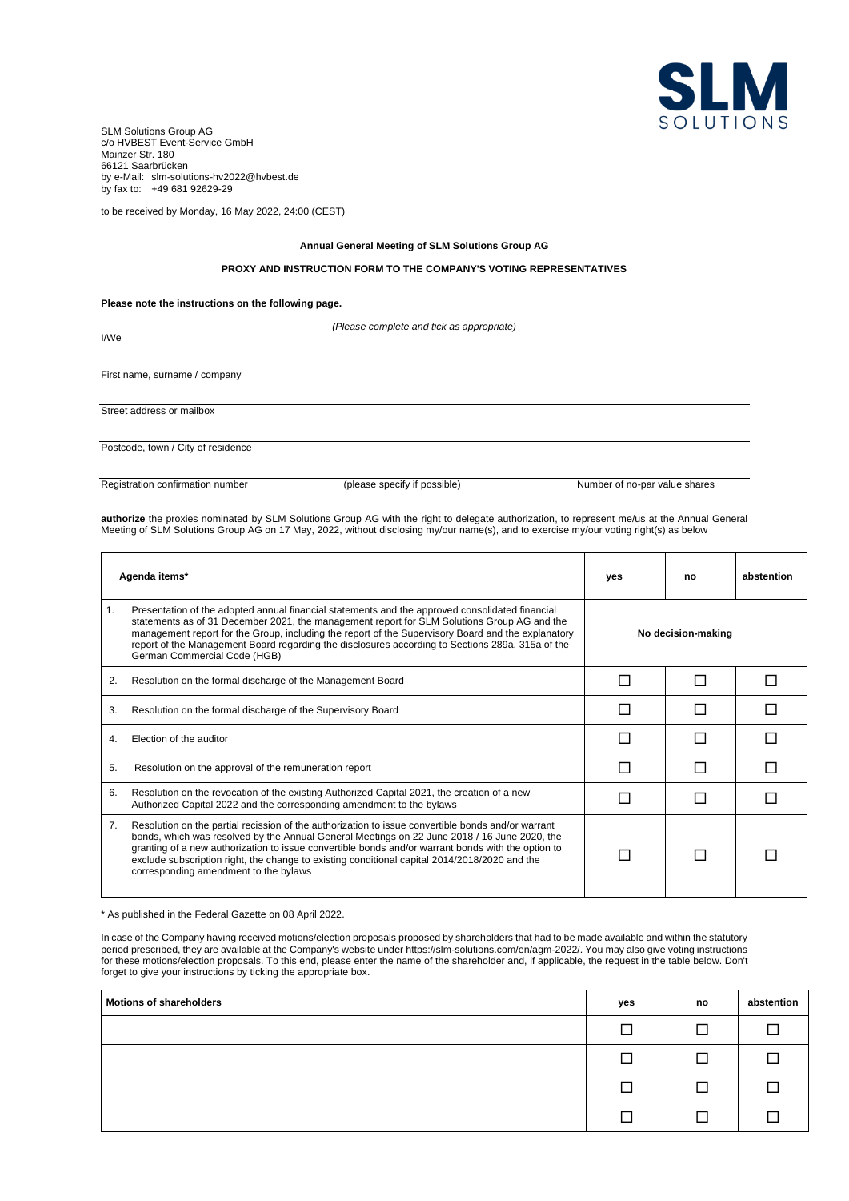SLM Solutions Group AG
c/o HVBEST Event-Service GmbH
Mainzer Str. 180
66121 Saarbrücken
by e-Mail: slm-solutions-hv2022@hvbest.de
by fax to: +49 681 92629-29

to be received by Monday, 16 May 2022, 24:00 (CEST)

**Annual General Meeting of SLM Solutions Group AG**

**PROXY AND INSTRUCTION FORM TO THE COMPANY'S VOTING REPRESENTATIVES**

**Please note the instructions on the following page.**

*(Please complete and tick as appropriate)*

I/We

First name, surname / company

Street address or mailbox

Postcode, town / City of residence

Registration confirmation number (please specify if possible) Number of no-par value shares

**authorize** the proxies nominated by SLM Solutions Group AG with the right to delegate authorization, to represent me/us at the Annual General Meeting of SLM Solutions Group AG on 17 May, 2022, without disclosing my/our name(s), and to exercise my/our voting right(s) as below

| Agenda items* | yes | no | abstention |
|---|---|---|---|
| 1. Presentation of the adopted annual financial statements and the approved consolidated financial statements as of 31 December 2021, the management report for SLM Solutions Group AG and the management report for the Group, including the report of the Supervisory Board and the explanatory report of the Management Board regarding the disclosures according to Sections 289a, 315a of the German Commercial Code (HGB) | No decision-making | | |
| 2. Resolution on the formal discharge of the Management Board | ☐ | ☐ | ☐ |
| 3. Resolution on the formal discharge of the Supervisory Board | ☐ | ☐ | ☐ |
| 4. Election of the auditor | ☐ | ☐ | ☐ |
| 5. Resolution on the approval of the remuneration report | ☐ | ☐ | ☐ |
| 6. Resolution on the revocation of the existing Authorized Capital 2021, the creation of a new Authorized Capital 2022 and the corresponding amendment to the bylaws | ☐ | ☐ | ☐ |
| 7. Resolution on the partial recission of the authorization to issue convertible bonds and/or warrant bonds, which was resolved by the Annual General Meetings on 22 June 2018 / 16 June 2020, the granting of a new authorization to issue convertible bonds and/or warrant bonds with the option to exclude subscription right, the change to existing conditional capital 2014/2018/2020 and the corresponding amendment to the bylaws | ☐ | ☐ | ☐ |

* As published in the Federal Gazette on 08 April 2022.

In case of the Company having received motions/election proposals proposed by shareholders that had to be made available and within the statutory period prescribed, they are available at the Company's website under https://slm-solutions.com/en/agm-2022/. You may also give voting instructions for these motions/election proposals. To this end, please enter the name of the shareholder and, if applicable, the request in the table below. Don't forget to give your instructions by ticking the appropriate box.

| Motions of shareholders | yes | no | abstention |
|---|---|---|---|
| | ☐ | ☐ | ☐ |
| | ☐ | ☐ | ☐ |
| | ☐ | ☐ | ☐ |
| | ☐ | ☐ | ☐ |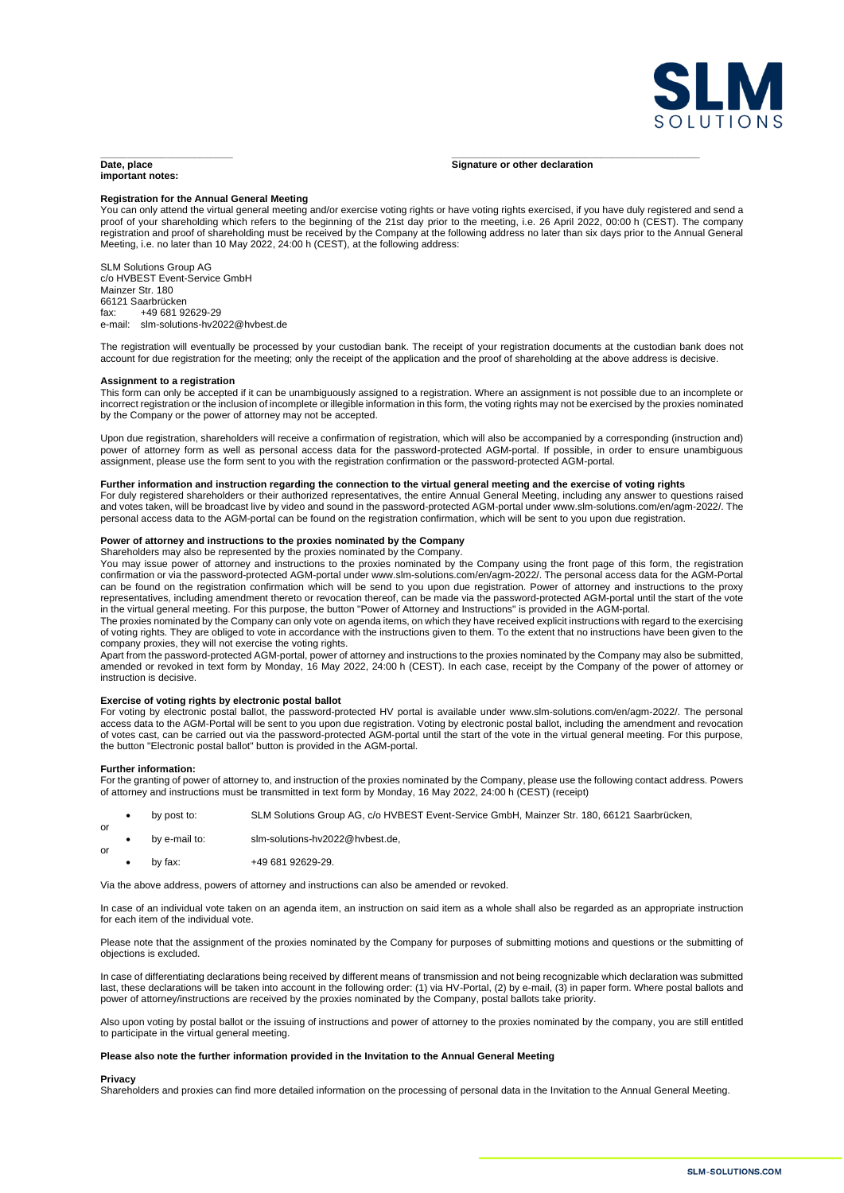Date, place **Signature or other declaration**

**important notes:**

**Registration for the Annual General Meeting**

You can only attend the virtual general meeting and/or exercise voting rights or have voting rights exercised, if you have duly registered and send a proof of your shareholding which refers to the beginning of the 21st day prior to the meeting, i.e. 26 April 2022, 00:00 h (CEST). The company registration and proof of shareholding must be received by the Company at the following address no later than six days prior to the Annual General Meeting, i.e. no later than 10 May 2022, 24:00 h (CEST), at the following address:

SLM Solutions Group AG
c/o HVBEST Event-Service GmbH
Mainzer Str. 180
66121 Saarbrücken
fax: +49 681 92629-29
e-mail: slm-solutions-hv2022@hvbest.de

The registration will eventually be processed by your custodian bank. The receipt of your registration documents at the custodian bank does not account for due registration for the meeting; only the receipt of the application and the proof of shareholding at the above address is decisive.

**Assignment to a registration**

This form can only be accepted if it can be unambiguously assigned to a registration. Where an assignment is not possible due to an incomplete or incorrect registration or the inclusion of incomplete or illegible information in this form, the voting rights may not be exercised by the proxies nominated by the Company or the power of attorney may not be accepted.

Upon due registration, shareholders will receive a confirmation of registration, which will also be accompanied by a corresponding (instruction and) power of attorney form as well as personal access data for the password-protected AGM-portal. If possible, in order to ensure unambiguous assignment, please use the form sent to you with the registration confirmation or the password-protected AGM-portal.

**Further information and instruction regarding the connection to the virtual general meeting and the exercise of voting rights**

For duly registered shareholders or their authorized representatives, the entire Annual General Meeting, including any answer to questions raised and votes taken, will be broadcast live by video and sound in the password-protected AGM-portal under www.slm-solutions.com/en/agm-2022/. The personal access data to the AGM-portal can be found on the registration confirmation, which will be sent to you upon due registration.

**Power of attorney and instructions to the proxies nominated by the Company**

Shareholders may also be represented by the proxies nominated by the Company.

You may issue power of attorney and instructions to the proxies nominated by the Company using the front page of this form, the registration confirmation or via the password-protected AGM-portal under www.slm-solutions.com/en/agm-2022/. The personal access data for the AGM-Portal can be found on the registration confirmation which will be send to you upon due registration. Power of attorney and instructions to the proxy representatives, including amendment thereto or revocation thereof, can be made via the password-protected AGM-portal until the start of the vote in the virtual general meeting. For this purpose, the button "Power of Attorney and Instructions" is provided in the AGM-portal.

The proxies nominated by the Company can only vote on agenda items, on which they have received explicit instructions with regard to the exercising of voting rights. They are obliged to vote in accordance with the instructions given to them. To the extent that no instructions have been given to the company proxies, they will not exercise the voting rights.

Apart from the password-protected AGM-portal, power of attorney and instructions to the proxies nominated by the Company may also be submitted, amended or revoked in text form by Monday, 16 May 2022, 24:00 h (CEST). In each case, receipt by the Company of the power of attorney or instruction is decisive.

**Exercise of voting rights by electronic postal ballot**

For voting by electronic postal ballot, the password-protected HV portal is available under www.slm-solutions.com/en/agm-2022/. The personal access data to the AGM-Portal will be sent to you upon due registration. Voting by electronic postal ballot, including the amendment and revocation of votes cast, can be carried out via the password-protected AGM-portal until the start of the vote in the virtual general meeting. For this purpose, the button "Electronic postal ballot" button is provided in the AGM-portal.

**Further information:**

For the granting of power of attorney to, and instruction of the proxies nominated by the Company, please use the following contact address. Powers of attorney and instructions must be transmitted in text form by Monday, 16 May 2022, 24:00 h (CEST) (receipt)

- by post to: SLM Solutions Group AG, c/o HVBEST Event-Service GmbH, Mainzer Str. 180, 66121 Saarbrücken,

or

- by e-mail to: slm-solutions-hv2022@hvbest.de,

or

- by fax: +49 681 92629-29.

Via the above address, powers of attorney and instructions can also be amended or revoked.

In case of an individual vote taken on an agenda item, an instruction on said item as a whole shall also be regarded as an appropriate instruction for each item of the individual vote.

Please note that the assignment of the proxies nominated by the Company for purposes of submitting motions and questions or the submitting of objections is excluded.

In case of differentiating declarations being received by different means of transmission and not being recognizable which declaration was submitted last, these declarations will be taken into account in the following order: (1) via HV-Portal, (2) by e-mail, (3) in paper form. Where postal ballots and power of attorney/instructions are received by the proxies nominated by the Company, postal ballots take priority.

Also upon voting by postal ballot or the issuing of instructions and power of attorney to the proxies nominated by the company, you are still entitled to participate in the virtual general meeting.

**Please also note the further information provided in the Invitation to the Annual General Meeting**

**Privacy**

Shareholders and proxies can find more detailed information on the processing of personal data in the Invitation to the Annual General Meeting.